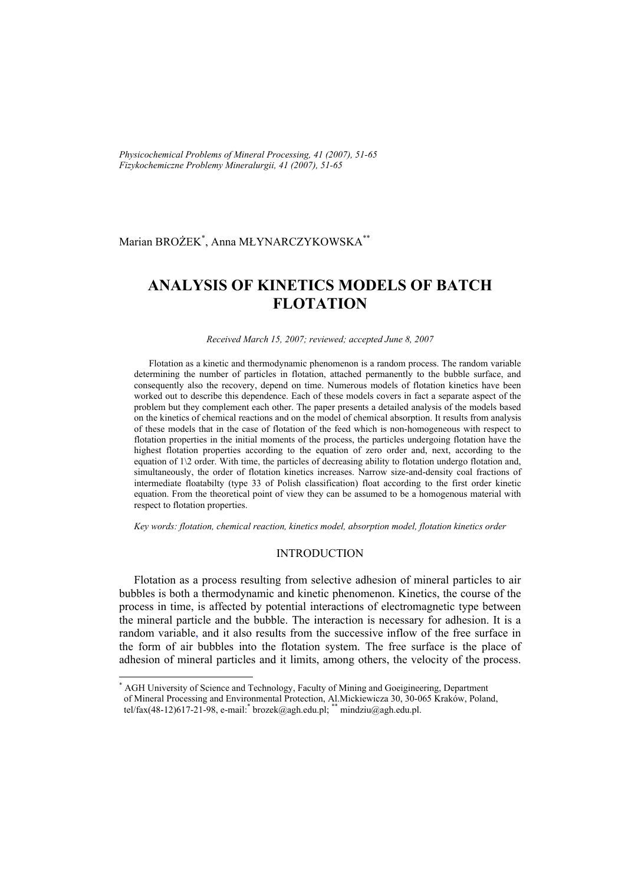*Physicochemical Problems of Mineral Processing, 41 (2007), 51-65*
*Fizykochemiczne Problemy Mineralurgii, 41 (2007), 51-65*

Marian BROŻEK[*], Anna MŁYNARCZYKOWSKA[**]

# ANALYSIS OF KINETICS MODELS OF BATCH FLOTATION

*Received March 15, 2007; reviewed; accepted June 8, 2007*

Flotation as a kinetic and thermodynamic phenomenon is a random process. The random variable determining the number of particles in flotation, attached permanently to the bubble surface, and consequently also the recovery, depend on time. Numerous models of flotation kinetics have been worked out to describe this dependence. Each of these models covers in fact a separate aspect of the problem but they complement each other. The paper presents a detailed analysis of the models based on the kinetics of chemical reactions and on the model of chemical absorption. It results from analysis of these models that in the case of flotation of the feed which is non-homogeneous with respect to flotation properties in the initial moments of the process, the particles undergoing flotation have the highest flotation properties according to the equation of zero order and, next, according to the equation of 1\2 order. With time, the particles of decreasing ability to flotation undergo flotation and, simultaneously, the order of flotation kinetics increases. Narrow size-and-density coal fractions of intermediate floatabilty (type 33 of Polish classification) float according to the first order kinetic equation. From the theoretical point of view they can be assumed to be a homogenous material with respect to flotation properties.

*Key words: flotation, chemical reaction, kinetics model, absorption model, flotation kinetics order*

## INTRODUCTION

Flotation as a process resulting from selective adhesion of mineral particles to air bubbles is both a thermodynamic and kinetic phenomenon. Kinetics, the course of the process in time, is affected by potential interactions of electromagnetic type between the mineral particle and the bubble. The interaction is necessary for adhesion. It is a random variable, and it also results from the successive inflow of the free surface in the form of air bubbles into the flotation system. The free surface is the place of adhesion of mineral particles and it limits, among others, the velocity of the process.

---

[*] AGH University of Science and Technology, Faculty of Mining and Goeigineering, Department of Mineral Processing and Environmental Protection, Al.Mickiewicza 30, 30-065 Kraków, Poland, tel/fax(48-12)617-21-98, e-mail:[*] brozek@agh.edu.pl; [**] mindziu@agh.edu.pl.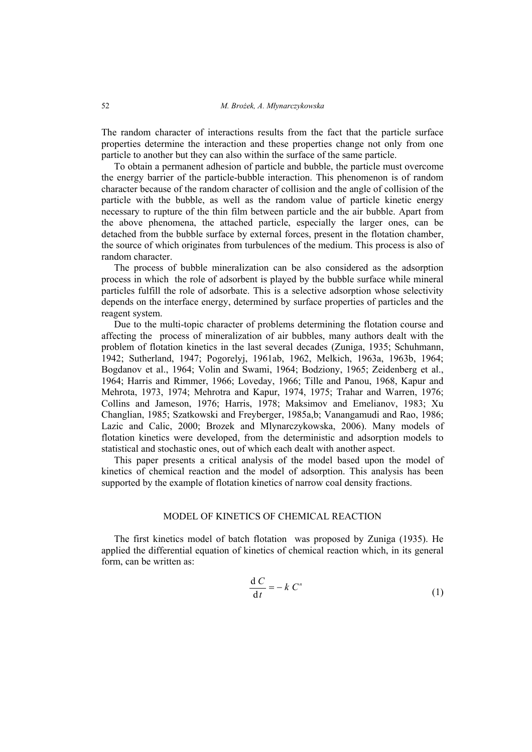The random character of interactions results from the fact that the particle surface properties determine the interaction and these properties change not only from one particle to another but they can also within the surface of the same particle.

To obtain a permanent adhesion of particle and bubble, the particle must overcome the energy barrier of the particle-bubble interaction. This phenomenon is of random character because of the random character of collision and the angle of collision of the particle with the bubble, as well as the random value of particle kinetic energy necessary to rupture of the thin film between particle and the air bubble. Apart from the above phenomena, the attached particle, especially the larger ones, can be detached from the bubble surface by external forces, present in the flotation chamber, the source of which originates from turbulences of the medium. This process is also of random character.

The process of bubble mineralization can be also considered as the adsorption process in which the role of adsorbent is played by the bubble surface while mineral particles fulfill the role of adsorbate. This is a selective adsorption whose selectivity depends on the interface energy, determined by surface properties of particles and the reagent system.

Due to the multi-topic character of problems determining the flotation course and affecting the process of mineralization of air bubbles, many authors dealt with the problem of flotation kinetics in the last several decades (Zuniga, 1935; Schuhmann, 1942; Sutherland, 1947; Pogorelyj, 1961ab, 1962, Melkich, 1963a, 1963b, 1964; Bogdanov et al., 1964; Volin and Swami, 1964; Bodziony, 1965; Zeidenberg et al., 1964; Harris and Rimmer, 1966; Loveday, 1966; Tille and Panou, 1968, Kapur and Mehrota, 1973, 1974; Mehrotra and Kapur, 1974, 1975; Trahar and Warren, 1976; Collins and Jameson, 1976; Harris, 1978; Maksimov and Emelianov, 1983; Xu Changlian, 1985; Szatkowski and Freyberger, 1985a,b; Vanangamudi and Rao, 1986; Lazic and Calic, 2000; Brozek and Mlynarczykowska, 2006). Many models of flotation kinetics were developed, from the deterministic and adsorption models to statistical and stochastic ones, out of which each dealt with another aspect.

This paper presents a critical analysis of the model based upon the model of kinetics of chemical reaction and the model of adsorption. This analysis has been supported by the example of flotation kinetics of narrow coal density fractions.

## MODEL OF KINETICS OF CHEMICAL REACTION

The first kinetics model of batch flotation was proposed by Zuniga (1935). He applied the differential equation of kinetics of chemical reaction which, in its general form, can be written as:

$$\frac{\mathrm{d}\,C}{\mathrm{d}\,t} = -\,k\,C^{n} \tag{1}$$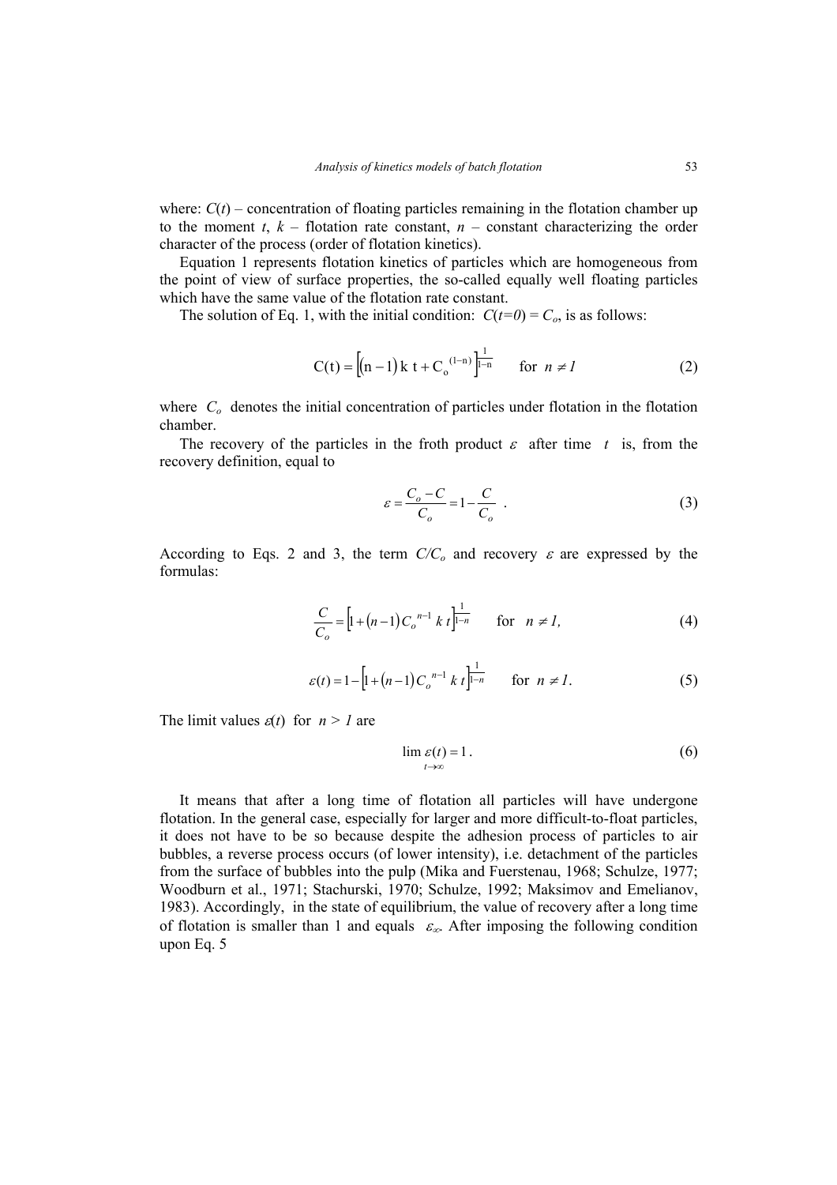where: $C(t)$ – concentration of floating particles remaining in the flotation chamber up to the moment $t$, $k$ – flotation rate constant, $n$ – constant characterizing the order character of the process (order of flotation kinetics).

Equation 1 represents flotation kinetics of particles which are homogeneous from the point of view of surface properties, the so-called equally well floating particles which have the same value of the flotation rate constant.

The solution of Eq. 1, with the initial condition: $C(t=0) = C_o$, is as follows:

$$
\mathrm{C(t)} = \left[(\mathrm{n}-1)\,\mathrm{k}\ \mathrm{t} + \mathrm{C_o}^{(1-\mathrm{n})}\right]^{\frac{1}{1-\mathrm{n}}} \qquad \text{for } n \neq 1 \tag{2}
$$

where $C_o$ denotes the initial concentration of particles under flotation in the flotation chamber.

The recovery of the particles in the froth product $\varepsilon$ after time $t$ is, from the recovery definition, equal to

$$
\varepsilon = \frac{C_o - C}{C_o} = 1 - \frac{C}{C_o} \ . \tag{3}
$$

According to Eqs. 2 and 3, the term $C/C_o$ and recovery $\varepsilon$ are expressed by the formulas:

$$
\frac{C}{C_o} = \left[1 + (n-1)\,C_o^{\,n-1}\,k\,t\right]^{\frac{1}{1-n}} \qquad \text{for } n \neq 1, \tag{4}
$$

$$
\varepsilon(t) = 1 - \left[1 + (n-1)\,C_o^{\,n-1}\,k\,t\right]^{\frac{1}{1-n}} \qquad \text{for } n \neq 1. \tag{5}
$$

The limit values $\varepsilon(t)$ for $n > 1$ are

$$
\lim_{t \to \infty} \varepsilon(t) = 1 \ . \tag{6}
$$

It means that after a long time of flotation all particles will have undergone flotation. In the general case, especially for larger and more difficult-to-float particles, it does not have to be so because despite the adhesion process of particles to air bubbles, a reverse process occurs (of lower intensity), i.e. detachment of the particles from the surface of bubbles into the pulp (Mika and Fuerstenau, 1968; Schulze, 1977; Woodburn et al., 1971; Stachurski, 1970; Schulze, 1992; Maksimov and Emelianov, 1983). Accordingly, in the state of equilibrium, the value of recovery after a long time of flotation is smaller than 1 and equals $\varepsilon_\infty$. After imposing the following condition upon Eq. 5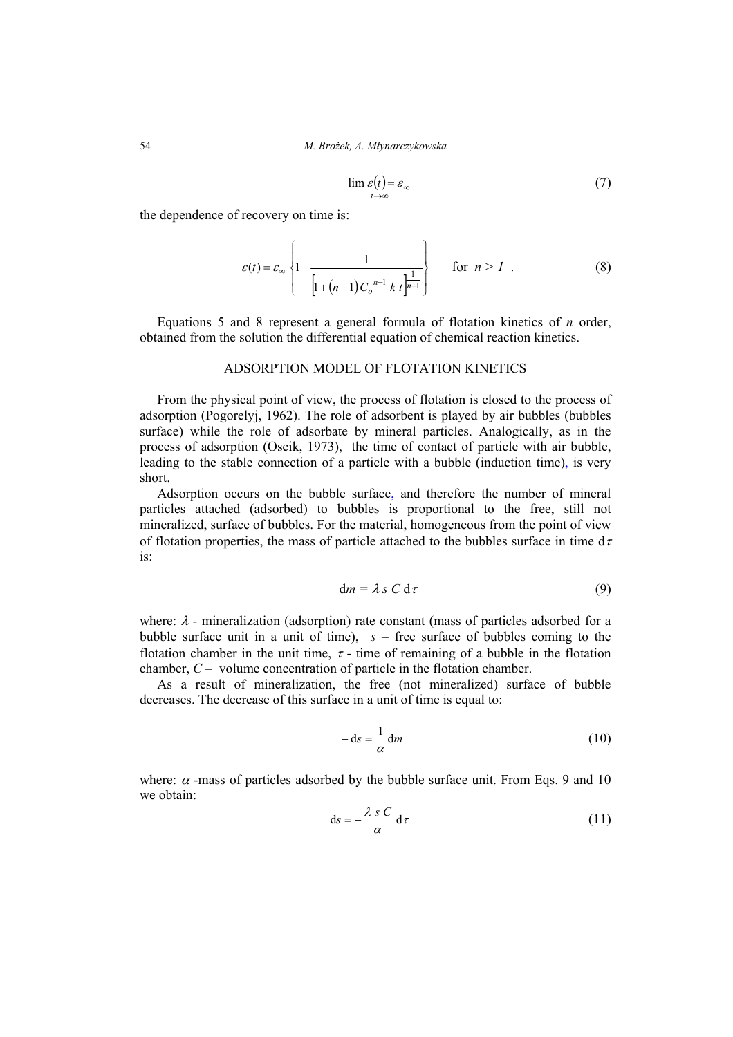$$\lim_{t \to \infty} \varepsilon(t) = \varepsilon_\infty \tag{7}$$

the dependence of recovery on time is:

$$\varepsilon(t) = \varepsilon_\infty \left\{ 1 - \frac{1}{\left[1 + (n-1) C_o^{\,n-1}\, k\, t\right]^{\frac{1}{n-1}}} \right\} \qquad \text{for } n > 1 \ . \tag{8}$$

Equations 5 and 8 represent a general formula of flotation kinetics of *n* order, obtained from the solution the differential equation of chemical reaction kinetics.

## ADSORPTION MODEL OF FLOTATION KINETICS

From the physical point of view, the process of flotation is closed to the process of adsorption (Pogorelyj, 1962). The role of adsorbent is played by air bubbles (bubbles surface) while the role of adsorbate by mineral particles. Analogically, as in the process of adsorption (Oscik, 1973), the time of contact of particle with air bubble, leading to the stable connection of a particle with a bubble (induction time), is very short.

Adsorption occurs on the bubble surface, and therefore the number of mineral particles attached (adsorbed) to bubbles is proportional to the free, still not mineralized, surface of bubbles. For the material, homogeneous from the point of view of flotation properties, the mass of particle attached to the bubbles surface in time $\mathrm{d}\tau$ is:

$$\mathrm{d}m = \lambda\, s\, C\, \mathrm{d}\tau \tag{9}$$

where: $\lambda$ - mineralization (adsorption) rate constant (mass of particles adsorbed for a bubble surface unit in a unit of time), $s$ – free surface of bubbles coming to the flotation chamber in the unit time, $\tau$ - time of remaining of a bubble in the flotation chamber, $C$ – volume concentration of particle in the flotation chamber.

As a result of mineralization, the free (not mineralized) surface of bubble decreases. The decrease of this surface in a unit of time is equal to:

$$-\,\mathrm{d}s = \frac{1}{\alpha}\,\mathrm{d}m \tag{10}$$

where: $\alpha$ -mass of particles adsorbed by the bubble surface unit. From Eqs. 9 and 10 we obtain:

$$\mathrm{d}s = -\frac{\lambda\, s\, C}{\alpha}\,\mathrm{d}\tau \tag{11}$$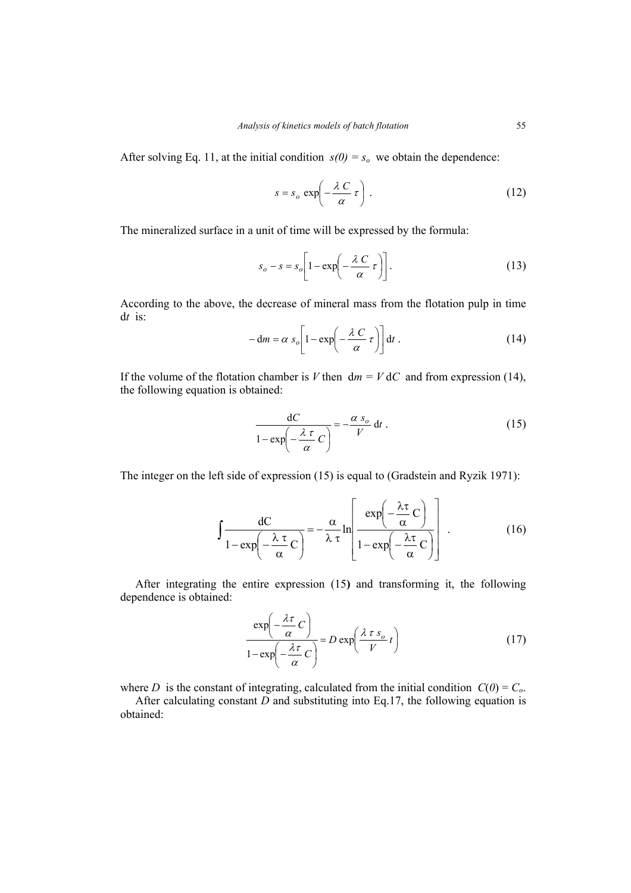After solving Eq. 11, at the initial condition $s(0) = s_o$ we obtain the dependence:

$$s = s_o \exp\left( -\frac{\lambda C}{\alpha} \tau \right) . \tag{12}$$

The mineralized surface in a unit of time will be expressed by the formula:

$$s_o - s = s_o \left[ 1 - \exp\left( -\frac{\lambda C}{\alpha} \tau \right) \right] . \tag{13}$$

According to the above, the decrease of mineral mass from the flotation pulp in time d$t$ is:

$$-\mathrm{d}m = \alpha\, s_o \left[ 1 - \exp\left( -\frac{\lambda C}{\alpha} \tau \right) \right] \mathrm{d}t . \tag{14}$$

If the volume of the flotation chamber is $V$ then d$m$ = $V$ d$C$ and from expression (14), the following equation is obtained:

$$\frac{\mathrm{d}C}{1 - \exp\left( -\frac{\lambda \tau}{\alpha} C \right)} = -\frac{\alpha\, s_o}{V} \mathrm{d}t . \tag{15}$$

The integer on the left side of expression (15) is equal to (Gradstein and Ryzik 1971):

$$\int \frac{\mathrm{d}C}{1 - \exp\left( -\frac{\lambda \tau}{\alpha} C \right)} = -\frac{\alpha}{\lambda \tau} \ln \left[ \frac{\exp\left( -\frac{\lambda \tau}{\alpha} C \right)}{1 - \exp\left( -\frac{\lambda \tau}{\alpha} C \right)} \right] . \tag{16}$$

After integrating the entire expression (15) and transforming it, the following dependence is obtained:

$$\frac{\exp\left( -\frac{\lambda \tau}{\alpha} C \right)}{1 - \exp\left( -\frac{\lambda \tau}{\alpha} C \right)} = D \exp\left( \frac{\lambda \tau s_o}{V} t \right) \tag{17}$$

where $D$ is the constant of integrating, calculated from the initial condition $C(0) = C_o$.

After calculating constant $D$ and substituting into Eq.17, the following equation is obtained: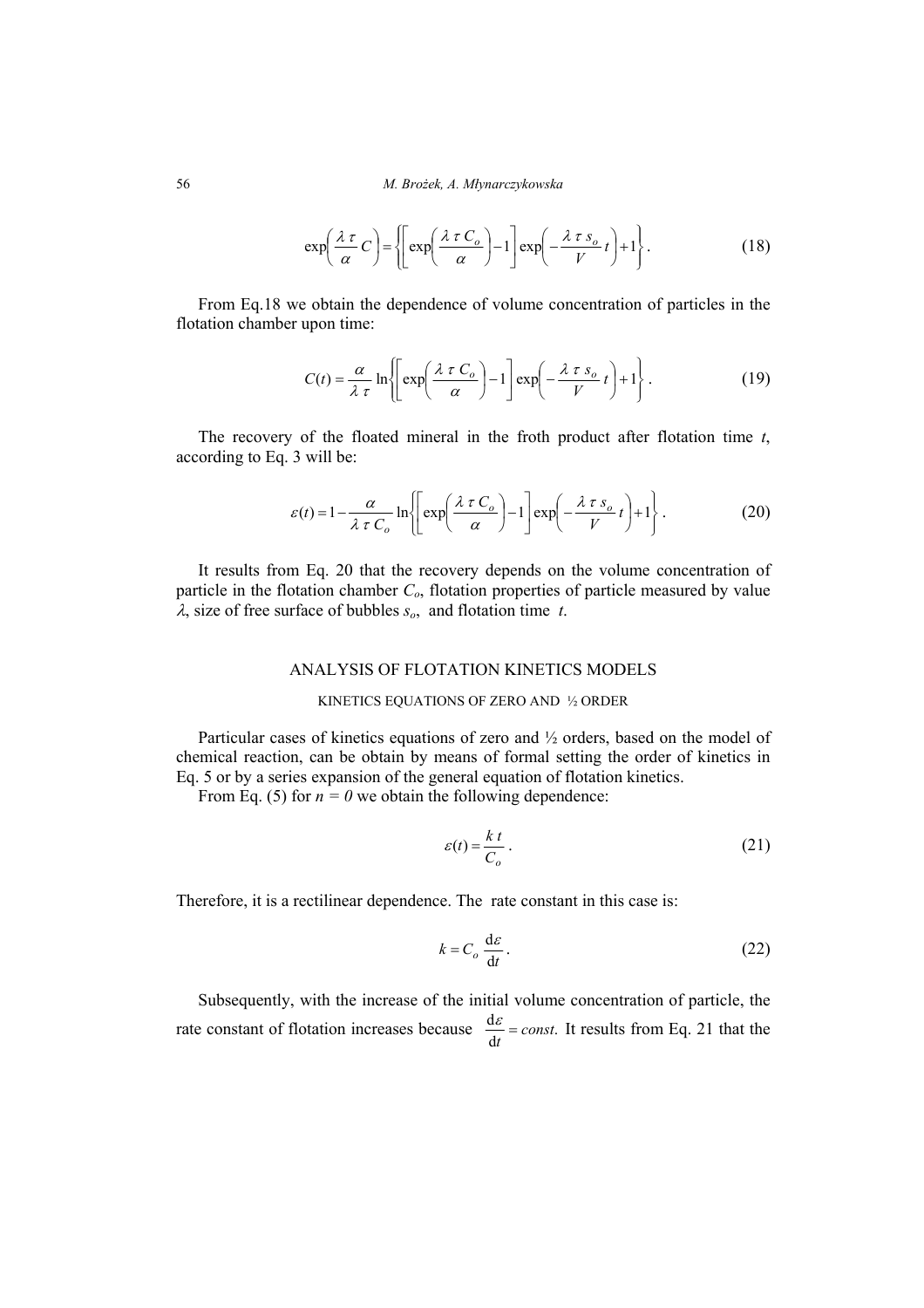$$\exp\left(\frac{\lambda\,\tau}{\alpha}\,C\right)=\left\{\left[\exp\left(\frac{\lambda\,\tau\,C_o}{\alpha}\right)-1\right]\exp\left(-\frac{\lambda\,\tau\,s_o}{V}\,t\right)+1\right\}. \tag{18}$$

From Eq.18 we obtain the dependence of volume concentration of particles in the flotation chamber upon time:

$$C(t)=\frac{\alpha}{\lambda\,\tau}\ln\left\{\left[\exp\left(\frac{\lambda\,\tau\,C_o}{\alpha}\right)-1\right]\exp\left(-\frac{\lambda\,\tau\,s_o}{V}\,t\right)+1\right\}. \tag{19}$$

The recovery of the floated mineral in the froth product after flotation time $t$, according to Eq. 3 will be:

$$\varepsilon(t)=1-\frac{\alpha}{\lambda\,\tau\,C_o}\ln\left\{\left[\exp\left(\frac{\lambda\,\tau\,C_o}{\alpha}\right)-1\right]\exp\left(-\frac{\lambda\,\tau\,s_o}{V}\,t\right)+1\right\}. \tag{20}$$

It results from Eq. 20 that the recovery depends on the volume concentration of particle in the flotation chamber $C_o$, flotation properties of particle measured by value $\lambda$, size of free surface of bubbles $s_o$, and flotation time $t$.

## ANALYSIS OF FLOTATION KINETICS MODELS

### KINETICS EQUATIONS OF ZERO AND ½ ORDER

Particular cases of kinetics equations of zero and ½ orders, based on the model of chemical reaction, can be obtain by means of formal setting the order of kinetics in Eq. 5 or by a series expansion of the general equation of flotation kinetics.

From Eq. (5) for $n = 0$ we obtain the following dependence:

$$\varepsilon(t)=\frac{k\,t}{C_o}. \tag{21}$$

Therefore, it is a rectilinear dependence. The rate constant in this case is:

$$k=C_o\,\frac{\mathrm{d}\varepsilon}{\mathrm{d}t}. \tag{22}$$

Subsequently, with the increase of the initial volume concentration of particle, the rate constant of flotation increases because $\frac{\mathrm{d}\varepsilon}{\mathrm{d}t}=const.$ It results from Eq. 21 that the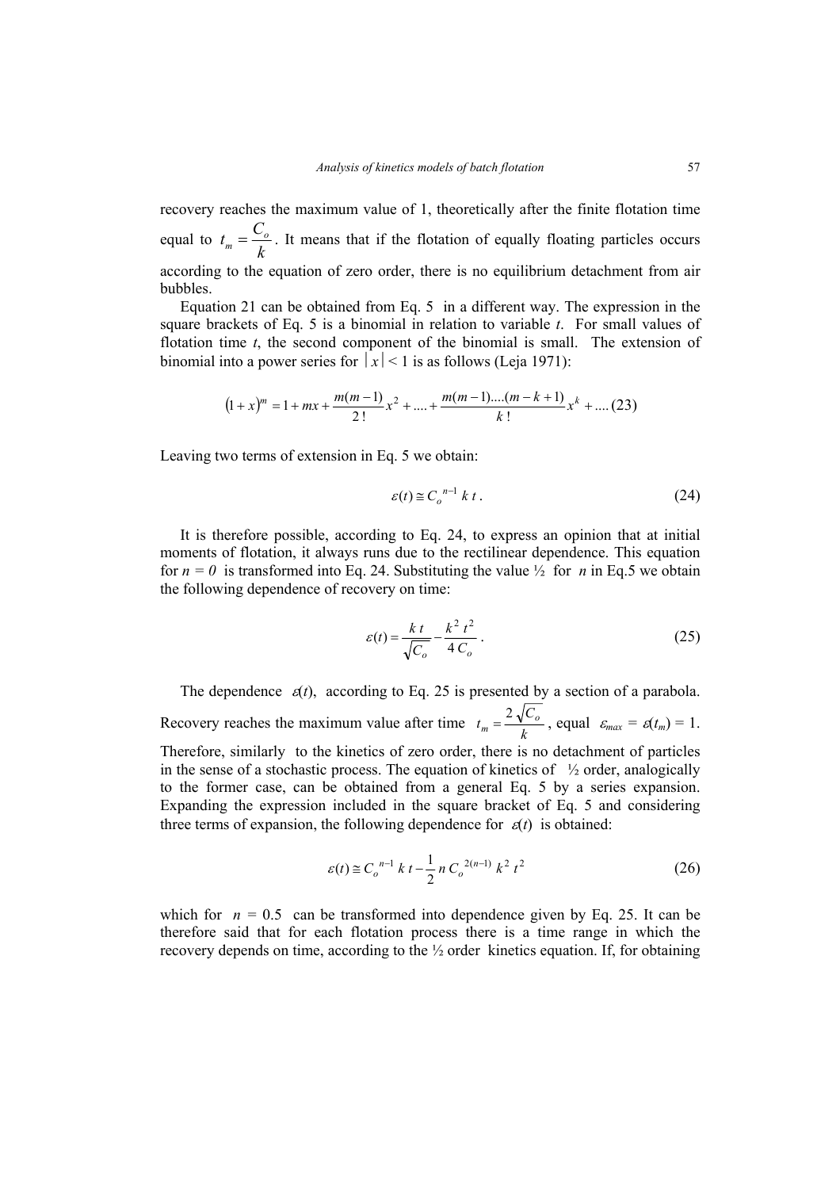recovery reaches the maximum value of 1, theoretically after the finite flotation time equal to $t_m = \dfrac{C_o}{k}$. It means that if the flotation of equally floating particles occurs according to the equation of zero order, there is no equilibrium detachment from air bubbles.

Equation 21 can be obtained from Eq. 5 in a different way. The expression in the square brackets of Eq. 5 is a binomial in relation to variable $t$. For small values of flotation time $t$, the second component of the binomial is small. The extension of binomial into a power series for $|x| < 1$ is as follows (Leja 1971):

$$(1+x)^m = 1 + mx + \frac{m(m-1)}{2!}x^2 + .... + \frac{m(m-1)....(m-k+1)}{k!}x^k + .... \quad (23)$$

Leaving two terms of extension in Eq. 5 we obtain:

$$\varepsilon(t) \cong C_o^{\,n-1}\, k\, t\,. \tag{24}$$

It is therefore possible, according to Eq. 24, to express an opinion that at initial moments of flotation, it always runs due to the rectilinear dependence. This equation for $n = 0$ is transformed into Eq. 24. Substituting the value ½ for $n$ in Eq.5 we obtain the following dependence of recovery on time:

$$\varepsilon(t) = \frac{k\,t}{\sqrt{C_o}} - \frac{k^2\,t^2}{4\,C_o}\,. \tag{25}$$

The dependence $\varepsilon(t)$, according to Eq. 25 is presented by a section of a parabola. Recovery reaches the maximum value after time $t_m = \dfrac{2\sqrt{C_o}}{k}$, equal $\varepsilon_{max} = \varepsilon(t_m) = 1$. Therefore, similarly to the kinetics of zero order, there is no detachment of particles in the sense of a stochastic process. The equation of kinetics of ½ order, analogically to the former case, can be obtained from a general Eq. 5 by a series expansion. Expanding the expression included in the square bracket of Eq. 5 and considering three terms of expansion, the following dependence for $\varepsilon(t)$ is obtained:

$$\varepsilon(t) \cong C_o^{\,n-1}\, k\, t - \frac{1}{2}\, n\, C_o^{\,2(n-1)}\, k^2\, t^2 \tag{26}$$

which for $n = 0.5$ can be transformed into dependence given by Eq. 25. It can be therefore said that for each flotation process there is a time range in which the recovery depends on time, according to the ½ order kinetics equation. If, for obtaining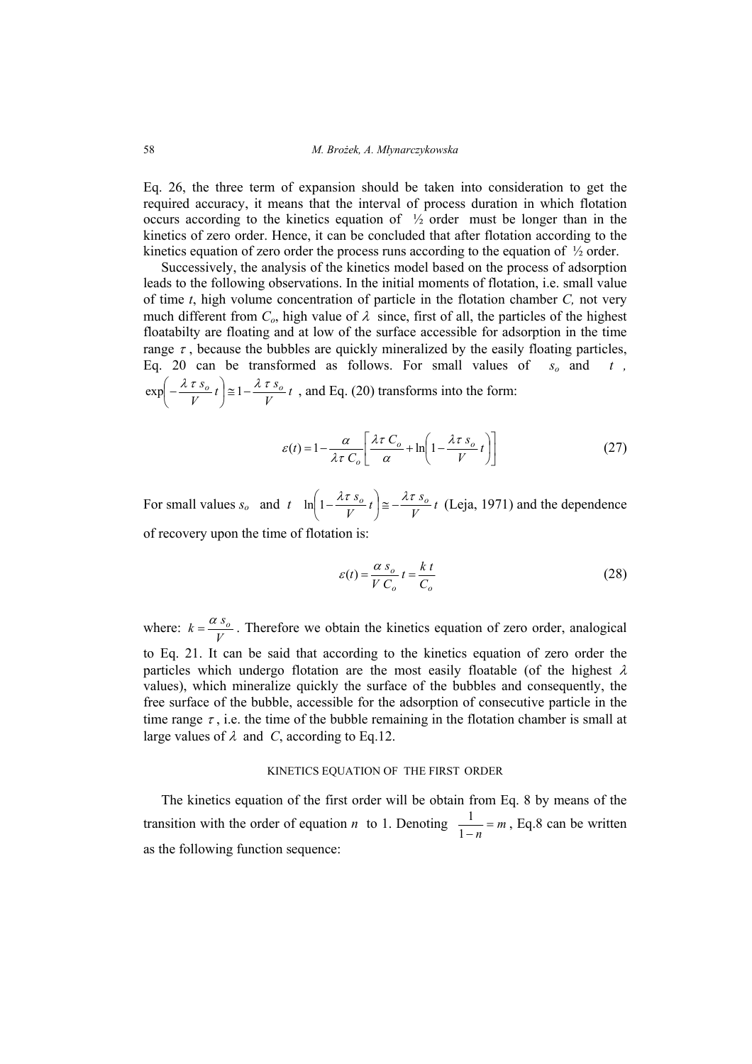Eq. 26, the three term of expansion should be taken into consideration to get the required accuracy, it means that the interval of process duration in which flotation occurs according to the kinetics equation of ½ order must be longer than in the kinetics of zero order. Hence, it can be concluded that after flotation according to the kinetics equation of zero order the process runs according to the equation of ½ order.

Successively, the analysis of the kinetics model based on the process of adsorption leads to the following observations. In the initial moments of flotation, i.e. small value of time $t$, high volume concentration of particle in the flotation chamber $C$, not very much different from $C_o$, high value of $\lambda$ since, first of all, the particles of the highest floatabilty are floating and at low of the surface accessible for adsorption in the time range $\tau$, because the bubbles are quickly mineralized by the easily floating particles, Eq. 20 can be transformed as follows. For small values of $s_o$ and $t$, $\exp\left(-\frac{\lambda\,\tau\,s_o}{V}t\right) \cong 1 - \frac{\lambda\,\tau\,s_o}{V}t$, and Eq. (20) transforms into the form:

$$\varepsilon(t) = 1 - \frac{\alpha}{\lambda\tau\,C_o}\left[\frac{\lambda\tau\,C_o}{\alpha} + \ln\left(1 - \frac{\lambda\tau\,s_o}{V}t\right)\right] \tag{27}$$

For small values $s_o$ and $t$ $\ln\left(1 - \frac{\lambda\tau\,s_o}{V}t\right) \cong -\frac{\lambda\tau\,s_o}{V}t$ (Leja, 1971) and the dependence of recovery upon the time of flotation is:

$$\varepsilon(t) = \frac{\alpha\,s_o}{V\,C_o}t = \frac{k\,t}{C_o} \tag{28}$$

where: $k = \frac{\alpha\,s_o}{V}$. Therefore we obtain the kinetics equation of zero order, analogical to Eq. 21. It can be said that according to the kinetics equation of zero order the particles which undergo flotation are the most easily floatable (of the highest $\lambda$ values), which mineralize quickly the surface of the bubbles and consequently, the free surface of the bubble, accessible for the adsorption of consecutive particle in the time range $\tau$, i.e. the time of the bubble remaining in the flotation chamber is small at large values of $\lambda$ and $C$, according to Eq.12.

## KINETICS EQUATION OF THE FIRST ORDER

The kinetics equation of the first order will be obtain from Eq. 8 by means of the transition with the order of equation $n$ to 1. Denoting $\frac{1}{1-n} = m$, Eq.8 can be written as the following function sequence: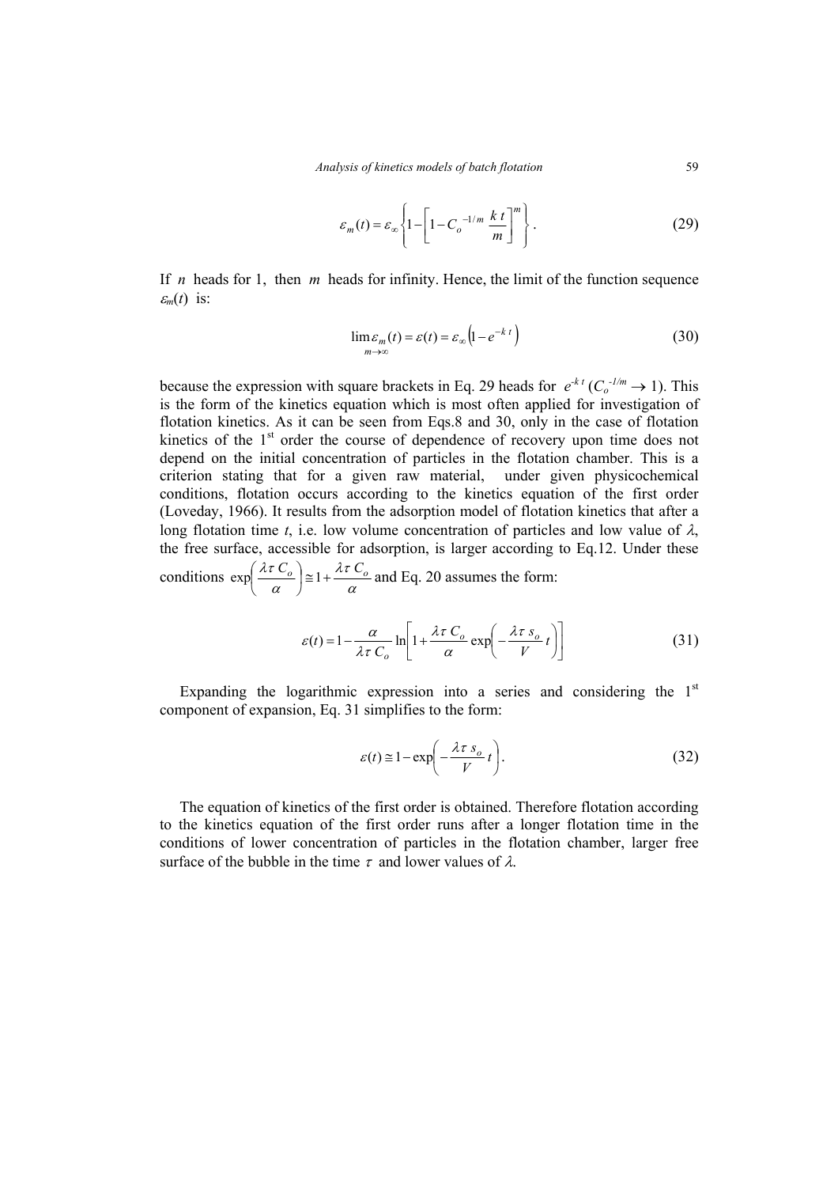$$\varepsilon_m(t) = \varepsilon_\infty \left\{ 1 - \left[ 1 - C_o^{-1/m} \, \frac{k\,t}{m} \right]^m \right\}. \tag{29}$$

If $n$ heads for 1, then $m$ heads for infinity. Hence, the limit of the function sequence $\varepsilon_m(t)$ is:

$$\lim_{m \to \infty} \varepsilon_m(t) = \varepsilon(t) = \varepsilon_\infty \left( 1 - e^{-k\,t} \right) \tag{30}$$

because the expression with square brackets in Eq. 29 heads for $e^{-k\,t}$ ($C_o^{-1/m} \to 1$). This is the form of the kinetics equation which is most often applied for investigation of flotation kinetics. As it can be seen from Eqs.8 and 30, only in the case of flotation kinetics of the 1st order the course of dependence of recovery upon time does not depend on the initial concentration of particles in the flotation chamber. This is a criterion stating that for a given raw material, under given physicochemical conditions, flotation occurs according to the kinetics equation of the first order (Loveday, 1966). It results from the adsorption model of flotation kinetics that after a long flotation time $t$, i.e. low volume concentration of particles and low value of $\lambda$, the free surface, accessible for adsorption, is larger according to Eq.12. Under these conditions $\exp\left( \frac{\lambda \tau C_o}{\alpha} \right) \cong 1 + \frac{\lambda \tau C_o}{\alpha}$ and Eq. 20 assumes the form:

$$\varepsilon(t) = 1 - \frac{\alpha}{\lambda \tau C_o} \ln \left[ 1 + \frac{\lambda \tau C_o}{\alpha} \exp\left( -\frac{\lambda \tau s_o}{V} t \right) \right] \tag{31}$$

Expanding the logarithmic expression into a series and considering the 1st component of expansion, Eq. 31 simplifies to the form:

$$\varepsilon(t) \cong 1 - \exp\left( -\frac{\lambda \tau s_o}{V} t \right). \tag{32}$$

The equation of kinetics of the first order is obtained. Therefore flotation according to the kinetics equation of the first order runs after a longer flotation time in the conditions of lower concentration of particles in the flotation chamber, larger free surface of the bubble in the time $\tau$ and lower values of $\lambda$.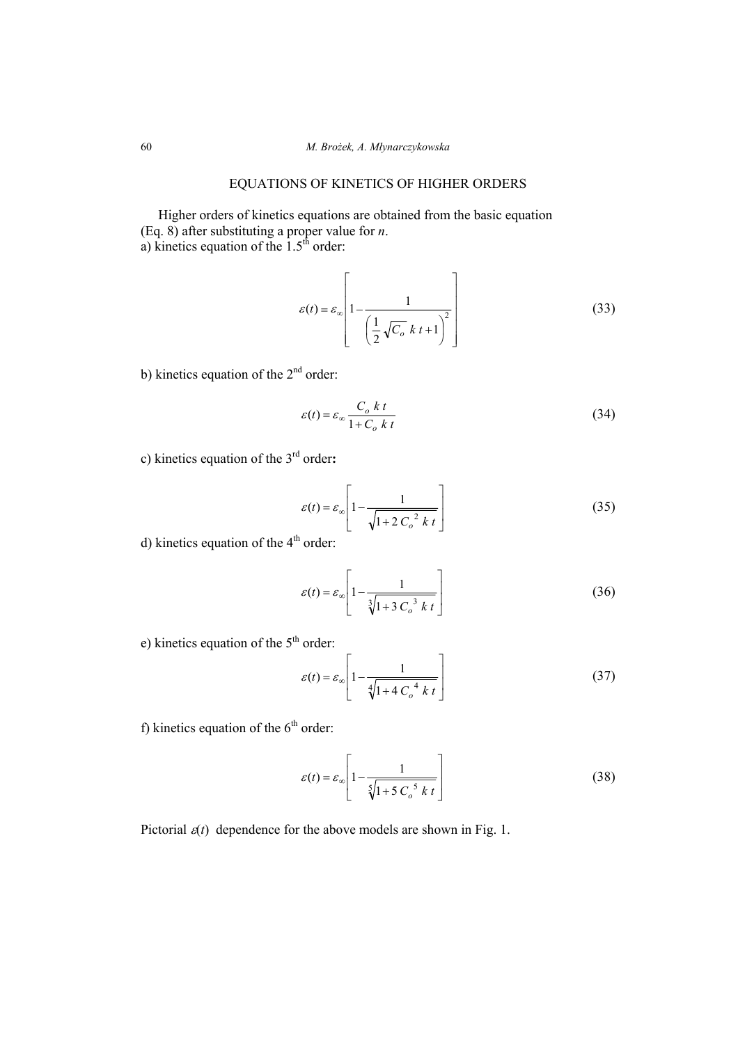## EQUATIONS OF KINETICS OF HIGHER ORDERS

Higher orders of kinetics equations are obtained from the basic equation (Eq. 8) after substituting a proper value for $n$.

a) kinetics equation of the 1.5$^{th}$ order:

$$\varepsilon(t) = \varepsilon_{\infty} \left[ 1 - \frac{1}{\left( \frac{1}{2} \sqrt{C_o}\; k\, t + 1 \right)^2} \right] \tag{33}$$

b) kinetics equation of the 2$^{nd}$ order:

$$\varepsilon(t) = \varepsilon_{\infty} \frac{C_o\; k\, t}{1 + C_o\; k\, t} \tag{34}$$

c) kinetics equation of the 3$^{rd}$ order**:**

$$\varepsilon(t) = \varepsilon_{\infty} \left[ 1 - \frac{1}{\sqrt{1 + 2\, C_o^{\,2}\; k\, t}} \right] \tag{35}$$

d) kinetics equation of the 4$^{th}$ order:

$$\varepsilon(t) = \varepsilon_{\infty} \left[ 1 - \frac{1}{\sqrt[3]{1 + 3\, C_o^{\,3}\; k\, t}} \right] \tag{36}$$

e) kinetics equation of the 5$^{th}$ order:

$$\varepsilon(t) = \varepsilon_{\infty} \left[ 1 - \frac{1}{\sqrt[4]{1 + 4\, C_o^{\,4}\; k\, t}} \right] \tag{37}$$

f) kinetics equation of the 6$^{th}$ order:

$$\varepsilon(t) = \varepsilon_{\infty} \left[ 1 - \frac{1}{\sqrt[5]{1 + 5\, C_o^{\,5}\; k\, t}} \right] \tag{38}$$

Pictorial $\varepsilon(t)$ dependence for the above models are shown in Fig. 1.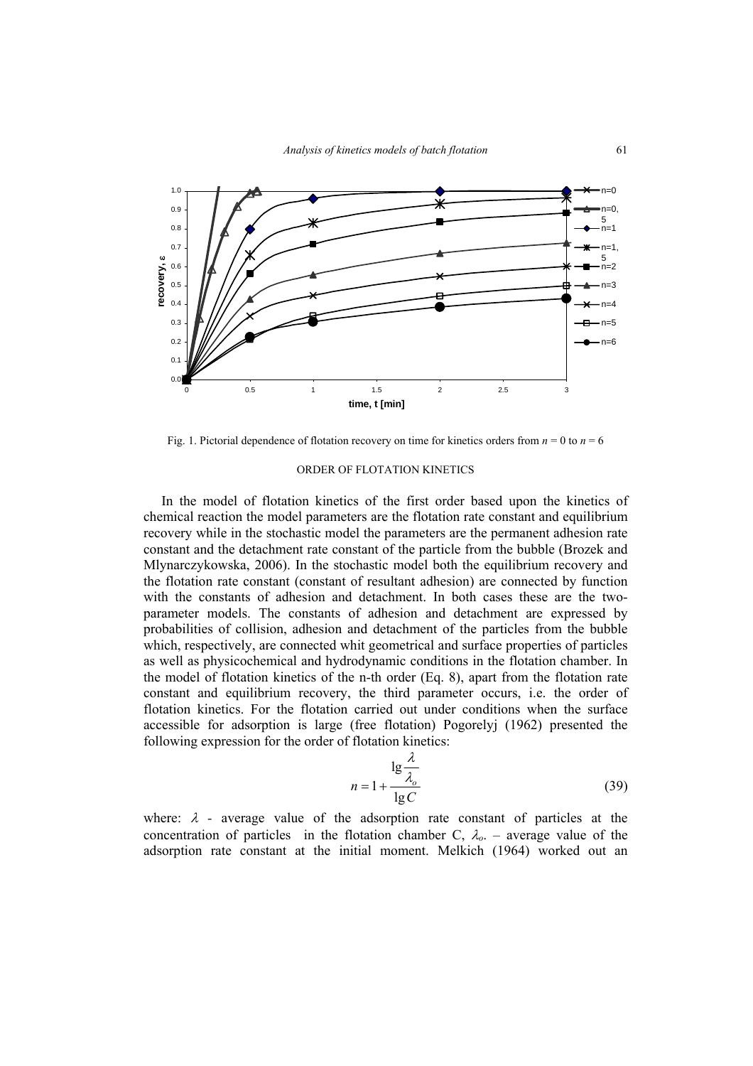Fig. 1. Pictorial dependence of flotation recovery on time for kinetics orders from $n = 0$ to $n = 6$

## ORDER OF FLOTATION KINETICS

In the model of flotation kinetics of the first order based upon the kinetics of chemical reaction the model parameters are the flotation rate constant and equilibrium recovery while in the stochastic model the parameters are the permanent adhesion rate constant and the detachment rate constant of the particle from the bubble (Brozek and Mlynarczykowska, 2006). In the stochastic model both the equilibrium recovery and the flotation rate constant (constant of resultant adhesion) are connected by function with the constants of adhesion and detachment. In both cases these are the two-parameter models. The constants of adhesion and detachment are expressed by probabilities of collision, adhesion and detachment of the particles from the bubble which, respectively, are connected whit geometrical and surface properties of particles as well as physicochemical and hydrodynamic conditions in the flotation chamber. In the model of flotation kinetics of the n-th order (Eq. 8), apart from the flotation rate constant and equilibrium recovery, the third parameter occurs, i.e. the order of flotation kinetics. For the flotation carried out under conditions when the surface accessible for adsorption is large (free flotation) Pogorelyj (1962) presented the following expression for the order of flotation kinetics:

$$n = 1 + \frac{\lg \dfrac{\lambda}{\lambda_o}}{\lg C} \tag{39}$$

where: $\lambda$ - average value of the adsorption rate constant of particles at the concentration of particles in the flotation chamber C, $\lambda_o$. – average value of the adsorption rate constant at the initial moment. Melkich (1964) worked out an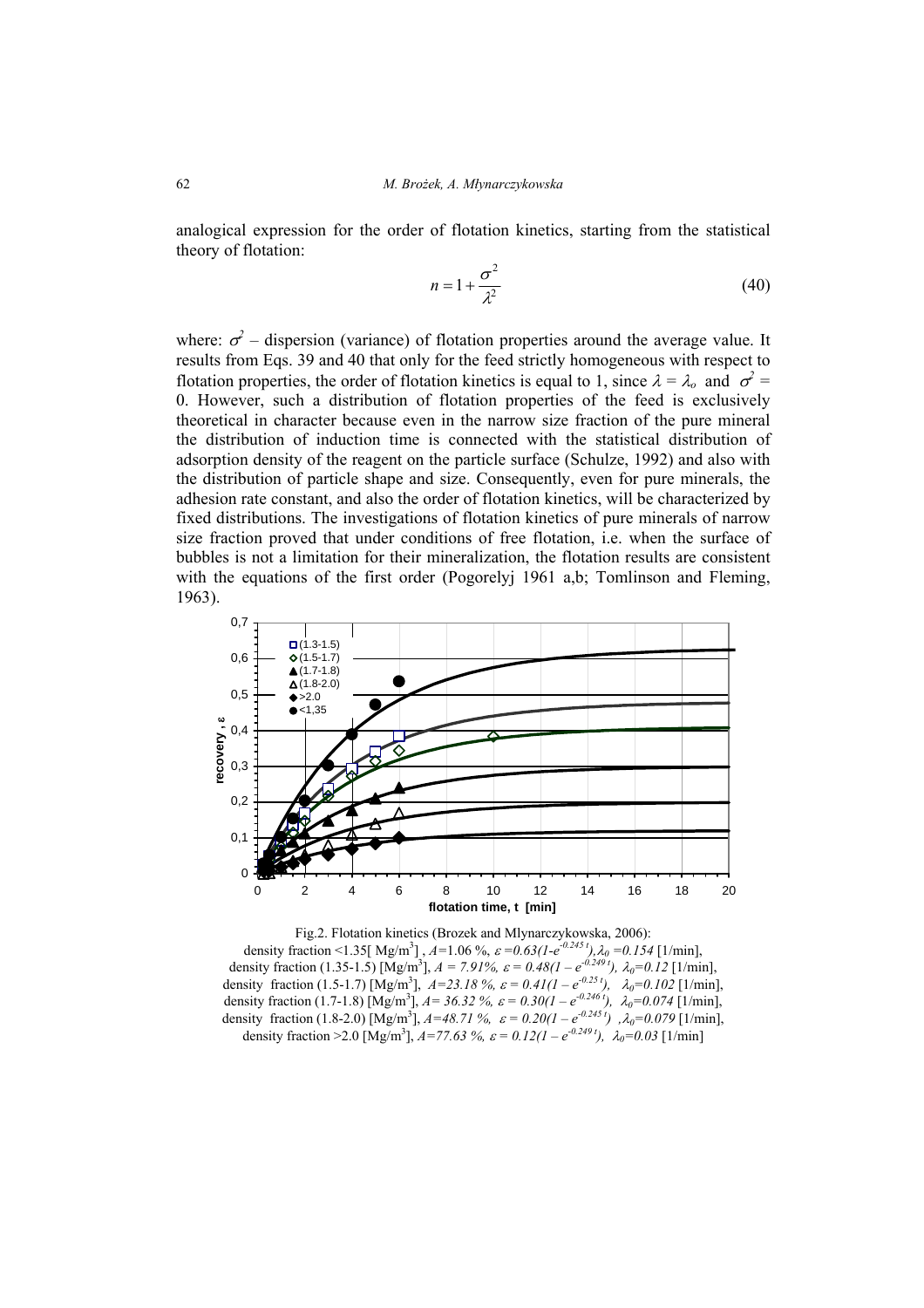analogical expression for the order of flotation kinetics, starting from the statistical theory of flotation:

$$n = 1 + \frac{\sigma^2}{\lambda^2} \tag{40}$$

where: $\sigma^2$ – dispersion (variance) of flotation properties around the average value. It results from Eqs. 39 and 40 that only for the feed strictly homogeneous with respect to flotation properties, the order of flotation kinetics is equal to 1, since $\lambda = \lambda_o$ and $\sigma^2 = 0$. However, such a distribution of flotation properties of the feed is exclusively theoretical in character because even in the narrow size fraction of the pure mineral the distribution of induction time is connected with the statistical distribution of adsorption density of the reagent on the particle surface (Schulze, 1992) and also with the distribution of particle shape and size. Consequently, even for pure minerals, the adhesion rate constant, and also the order of flotation kinetics, will be characterized by fixed distributions. The investigations of flotation kinetics of pure minerals of narrow size fraction proved that under conditions of free flotation, i.e. when the surface of bubbles is not a limitation for their mineralization, the flotation results are consistent with the equations of the first order (Pogorelyj 1961 a,b; Tomlinson and Fleming, 1963).

Fig.2. Flotation kinetics (Brozek and Mlynarczykowska, 2006):
density fraction <1.35[ $Mg/m^3$] , $A$=1.06 %, $\varepsilon = 0.63(1-e^{-0.245\,t})$, $\lambda_0 = 0.154$ [1/min],
density fraction (1.35-1.5) [$Mg/m^3$], $A$ = 7.91%, $\varepsilon = 0.48(1 - e^{-0.249\,t})$, $\lambda_0$=0.12 [1/min],
density fraction (1.5-1.7) [$Mg/m^3$], $A$=23.18 %, $\varepsilon = 0.41(1 - e^{-0.25\,t})$, $\lambda_0$=0.102 [1/min],
density fraction (1.7-1.8) [$Mg/m^3$], $A$= 36.32 %, $\varepsilon = 0.30(1 - e^{-0.246\,t})$, $\lambda_0$=0.074 [1/min],
density fraction (1.8-2.0) [$Mg/m^3$], $A$=48.71 %, $\varepsilon = 0.20(1 - e^{-0.245\,t})$, $\lambda_0$=0.079 [1/min],
density fraction >2.0 [$Mg/m^3$], $A$=77.63 %, $\varepsilon = 0.12(1 - e^{-0.249\,t})$, $\lambda_0$=0.03 [1/min]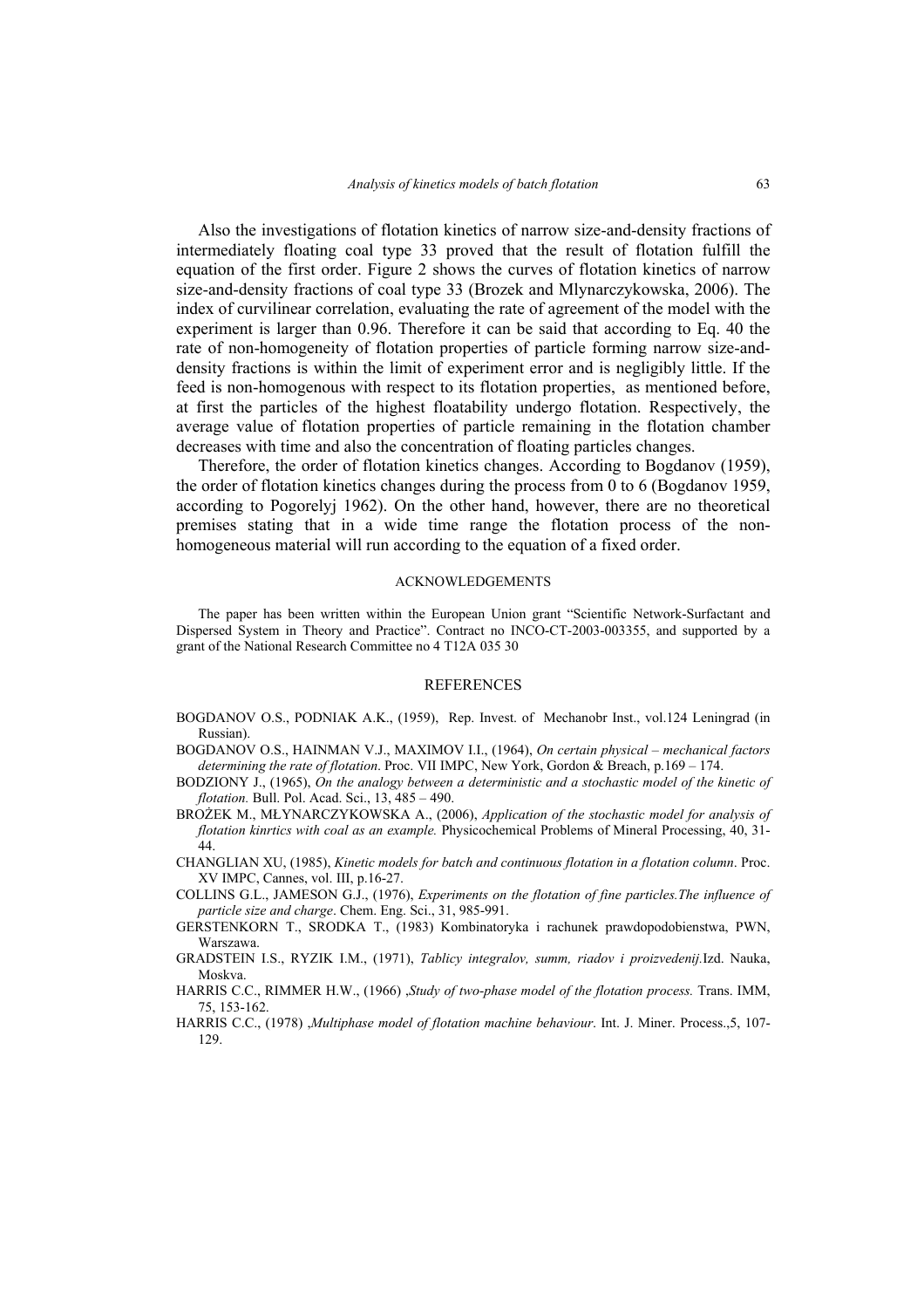Also the investigations of flotation kinetics of narrow size-and-density fractions of intermediately floating coal type 33 proved that the result of flotation fulfill the equation of the first order. Figure 2 shows the curves of flotation kinetics of narrow size-and-density fractions of coal type 33 (Brozek and Mlynarczykowska, 2006). The index of curvilinear correlation, evaluating the rate of agreement of the model with the experiment is larger than 0.96. Therefore it can be said that according to Eq. 40 the rate of non-homogeneity of flotation properties of particle forming narrow size-and-density fractions is within the limit of experiment error and is negligibly little. If the feed is non-homogenous with respect to its flotation properties, as mentioned before, at first the particles of the highest floatability undergo flotation. Respectively, the average value of flotation properties of particle remaining in the flotation chamber decreases with time and also the concentration of floating particles changes.

Therefore, the order of flotation kinetics changes. According to Bogdanov (1959), the order of flotation kinetics changes during the process from 0 to 6 (Bogdanov 1959, according to Pogorelyj 1962). On the other hand, however, there are no theoretical premises stating that in a wide time range the flotation process of the non-homogeneous material will run according to the equation of a fixed order.

## ACKNOWLEDGEMENTS

The paper has been written within the European Union grant "Scientific Network-Surfactant and Dispersed System in Theory and Practice". Contract no INCO-CT-2003-003355, and supported by a grant of the National Research Committee no 4 T12A 035 30

## REFERENCES

BOGDANOV O.S., PODNIAK A.K., (1959), Rep. Invest. of Mechanobr Inst., vol.124 Leningrad (in Russian).

BOGDANOV O.S., HAINMAN V.J., MAXIMOV I.I., (1964), *On certain physical – mechanical factors determining the rate of flotation*. Proc. VII IMPC, New York, Gordon & Breach, p.169 – 174.

BODZIONY J., (1965), *On the analogy between a deterministic and a stochastic model of the kinetic of flotation.* Bull. Pol. Acad. Sci., 13, 485 – 490.

BROŻEK M., MŁYNARCZYKOWSKA A., (2006), *Application of the stochastic model for analysis of flotation kinrtics with coal as an example.* Physicochemical Problems of Mineral Processing, 40, 31-44.

CHANGLIAN XU, (1985), *Kinetic models for batch and continuous flotation in a flotation column*. Proc. XV IMPC, Cannes, vol. III, p.16-27.

COLLINS G.L., JAMESON G.J., (1976), *Experiments on the flotation of fine particles.The influence of particle size and charge*. Chem. Eng. Sci., 31, 985-991.

GERSTENKORN T., SRODKA T., (1983) Kombinatoryka i rachunek prawdopodobienstwa, PWN, Warszawa.

GRADSTEIN I.S., RYZIK I.M., (1971), *Tablicy integralov, summ, riadov i proizvedenij.*Izd. Nauka, Moskva.

HARRIS C.C., RIMMER H.W., (1966) „*Study of two-phase model of the flotation process.* Trans. IMM, 75, 153-162.

HARRIS C.C., (1978) „*Multiphase model of flotation machine behaviour*. Int. J. Miner. Process.,5, 107-129.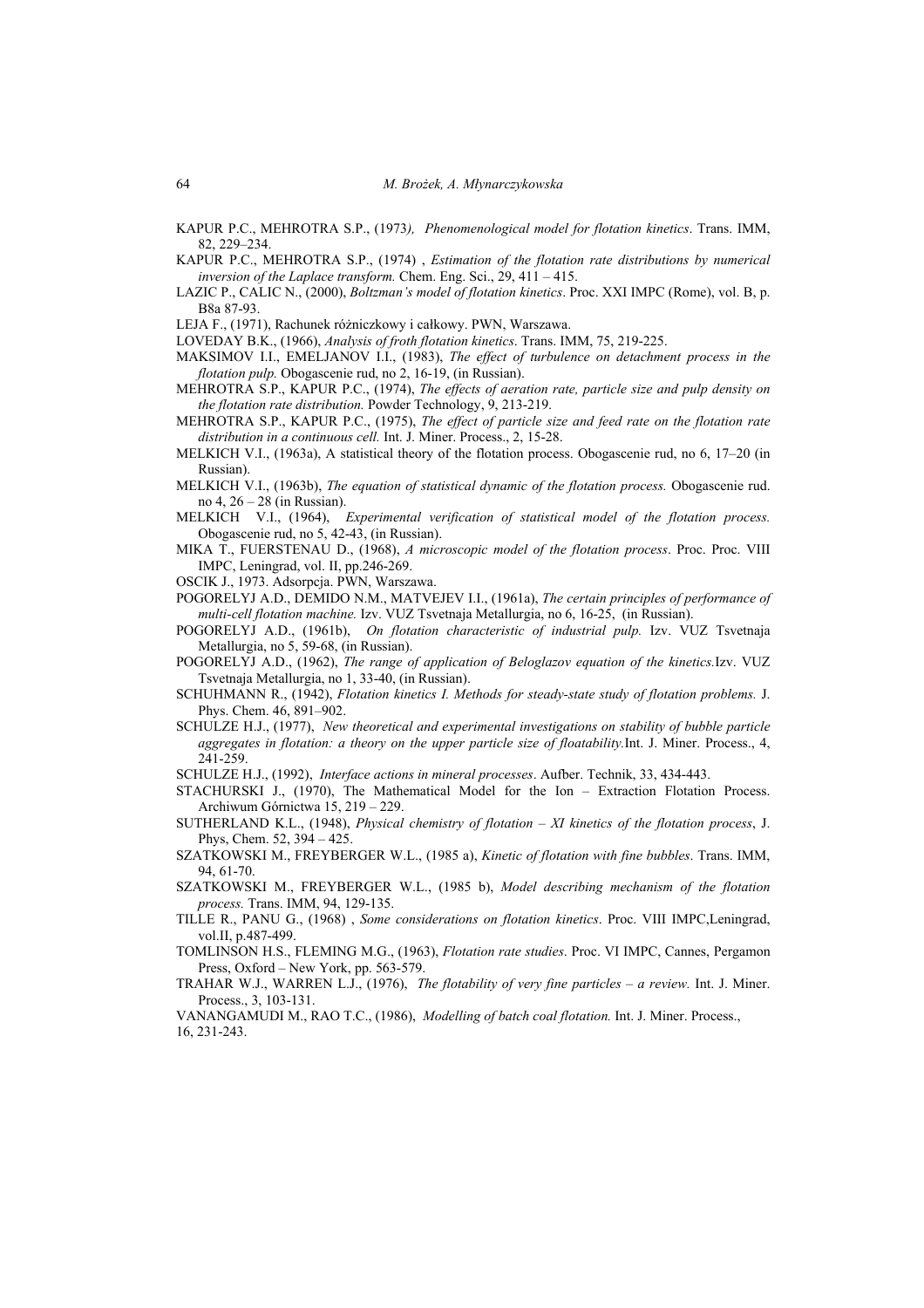KAPUR P.C., MEHROTRA S.P., (1973*),* *Phenomenological model for flotation kinetics*. Trans. IMM, 82, 229–234.

KAPUR P.C., MEHROTRA S.P., (1974) , *Estimation of the flotation rate distributions by numerical inversion of the Laplace transform.* Chem. Eng. Sci., 29, 411 – 415.

LAZIC P., CALIC N., (2000), *Boltzman's model of flotation kinetics*. Proc. XXI IMPC (Rome), vol. B, p. B8a 87-93.

LEJA F., (1971), Rachunek różniczkowy i całkowy. PWN, Warszawa.

LOVEDAY B.K., (1966), *Analysis of froth flotation kinetics*. Trans. IMM, 75, 219-225.

MAKSIMOV I.I., EMELJANOV I.I., (1983), *The effect of turbulence on detachment process in the flotation pulp.* Obogascenie rud, no 2, 16-19, (in Russian).

MEHROTRA S.P., KAPUR P.C., (1974), *The effects of aeration rate, particle size and pulp density on the flotation rate distribution.* Powder Technology, 9, 213-219.

MEHROTRA S.P., KAPUR P.C., (1975), *The effect of particle size and feed rate on the flotation rate distribution in a continuous cell.* Int. J. Miner. Process., 2, 15-28.

MELKICH V.I., (1963a), A statistical theory of the flotation process. Obogascenie rud, no 6, 17–20 (in Russian).

MELKICH V.I., (1963b), *The equation of statistical dynamic of the flotation process.* Obogascenie rud. no 4, 26 – 28 (in Russian).

MELKICH V.I., (1964), *Experimental verification of statistical model of the flotation process.* Obogascenie rud, no 5, 42-43, (in Russian).

MIKA T., FUERSTENAU D., (1968), *A microscopic model of the flotation process*. Proc. Proc. VIII IMPC, Leningrad, vol. II, pp.246-269.

OSCIK J., 1973. Adsorpcja. PWN, Warszawa.

POGORELYJ A.D., DEMIDO N.M., MATVEJEV I.I., (1961a), *The certain principles of performance of multi-cell flotation machine.* Izv. VUZ Tsvetnaja Metallurgia, no 6, 16-25, (in Russian).

POGORELYJ A.D., (1961b), *On flotation characteristic of industrial pulp.* Izv. VUZ Tsvetnaja Metallurgia, no 5, 59-68, (in Russian).

POGORELYJ A.D., (1962), *The range of application of Beloglazov equation of the kinetics.*Izv. VUZ Tsvetnaja Metallurgia, no 1, 33-40, (in Russian).

SCHUHMANN R., (1942), *Flotation kinetics I. Methods for steady-state study of flotation problems.* J. Phys. Chem. 46, 891–902.

SCHULZE H.J., (1977), *New theoretical and experimental investigations on stability of bubble particle aggregates in flotation: a theory on the upper particle size of floatability.*Int. J. Miner. Process., 4, 241-259.

SCHULZE H.J., (1992), *Interface actions in mineral processes*. Aufber. Technik, 33, 434-443.

STACHURSKI J., (1970), The Mathematical Model for the Ion – Extraction Flotation Process. Archiwum Górnictwa 15, 219 – 229.

SUTHERLAND K.L., (1948), *Physical chemistry of flotation – XI kinetics of the flotation process*, J. Phys, Chem. 52, 394 – 425.

SZATKOWSKI M., FREYBERGER W.L., (1985 a), *Kinetic of flotation with fine bubbles*. Trans. IMM, 94, 61-70.

SZATKOWSKI M., FREYBERGER W.L., (1985 b), *Model describing mechanism of the flotation process.* Trans. IMM, 94, 129-135.

TILLE R., PANU G., (1968) , *Some considerations on flotation kinetics*. Proc. VIII IMPC,Leningrad, vol.II, p.487-499.

TOMLINSON H.S., FLEMING M.G., (1963), *Flotation rate studies*. Proc. VI IMPC, Cannes, Pergamon Press, Oxford – New York, pp. 563-579.

TRAHAR W.J., WARREN L.J., (1976), *The flotability of very fine particles – a review.* Int. J. Miner. Process., 3, 103-131.

VANANGAMUDI M., RAO T.C., (1986), *Modelling of batch coal flotation.* Int. J. Miner. Process., 16, 231-243.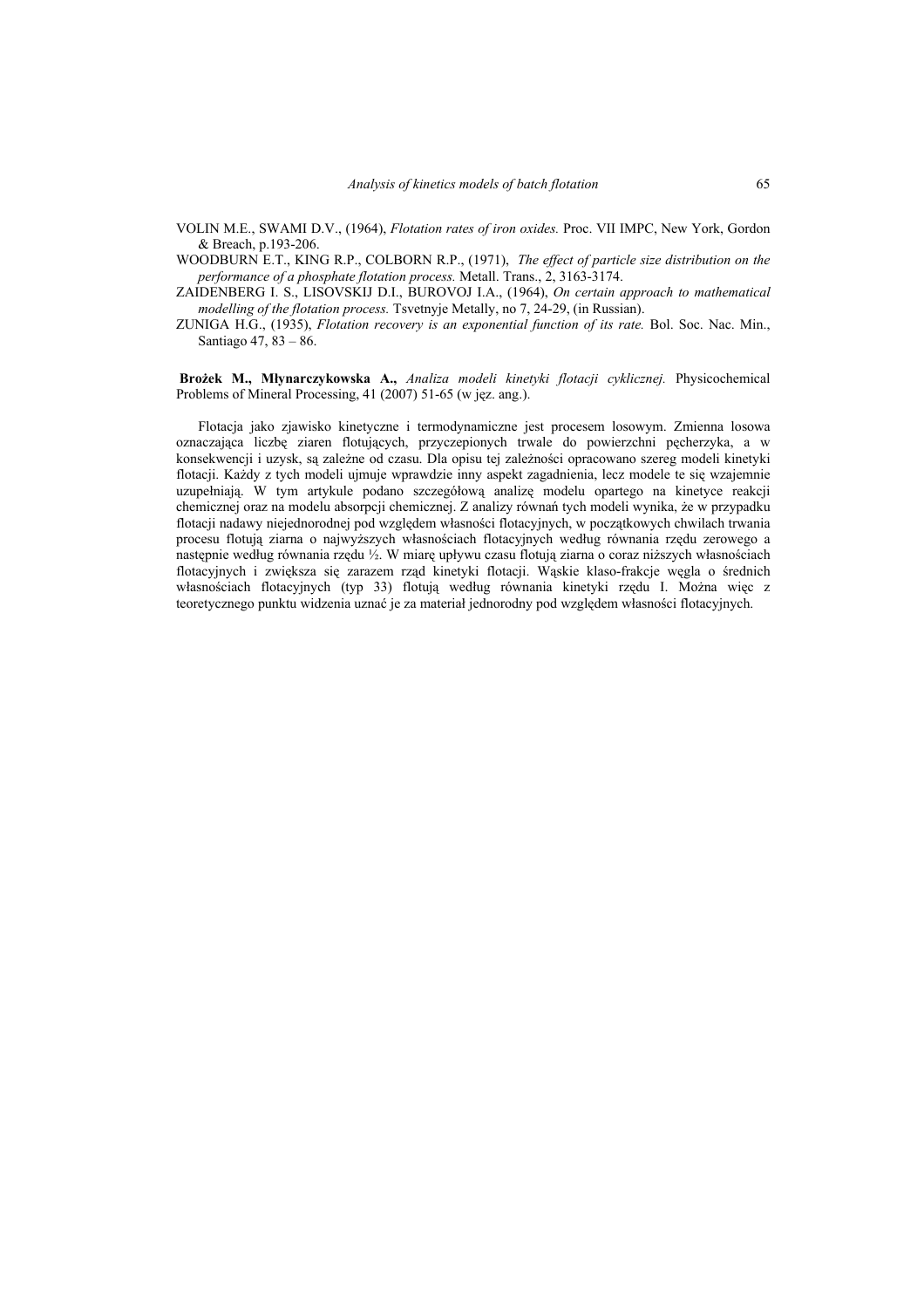VOLIN M.E., SWAMI D.V., (1964), *Flotation rates of iron oxides.* Proc. VII IMPC, New York, Gordon & Breach, p.193-206.

WOODBURN E.T., KING R.P., COLBORN R.P., (1971), *The effect of particle size distribution on the performance of a phosphate flotation process.* Metall. Trans., 2, 3163-3174.

ZAIDENBERG I. S., LISOVSKIJ D.I., BUROVOJ I.A., (1964), *On certain approach to mathematical modelling of the flotation process.* Tsvetnyje Metally, no 7, 24-29, (in Russian).

ZUNIGA H.G., (1935), *Flotation recovery is an exponential function of its rate.* Bol. Soc. Nac. Min., Santiago 47, 83 – 86.

**Brożek M., Młynarczykowska A.,** *Analiza modeli kinetyki flotacji cyklicznej.* Physicochemical Problems of Mineral Processing, 41 (2007) 51-65 (w jęz. ang.).

Flotacja jako zjawisko kinetyczne i termodynamiczne jest procesem losowym. Zmienna losowa oznaczająca liczbę ziaren flotujących, przyczepionych trwale do powierzchni pęcherzyka, a w konsekwencji i uzysk, są zależne od czasu. Dla opisu tej zależności opracowano szereg modeli kinetyki flotacji. Każdy z tych modeli ujmuje wprawdzie inny aspekt zagadnienia, lecz modele te się wzajemnie uzupełniają. W tym artykule podano szczegółową analizę modelu opartego na kinetyce reakcji chemicznej oraz na modelu absorpcji chemicznej. Z analizy równań tych modeli wynika, że w przypadku flotacji nadawy niejednorodnej pod względem własności flotacyjnych, w początkowych chwilach trwania procesu flotują ziarna o najwyższych własnościach flotacyjnych według równania rzędu zerowego a następnie według równania rzędu ½. W miarę upływu czasu flotują ziarna o coraz niższych własnościach flotacyjnych i zwiększa się zarazem rząd kinetyki flotacji. Wąskie klaso-frakcje węgla o średnich własnościach flotacyjnych (typ 33) flotują według równania kinetyki rzędu I. Można więc z teoretycznego punktu widzenia uznać je za materiał jednorodny pod względem własności flotacyjnych.